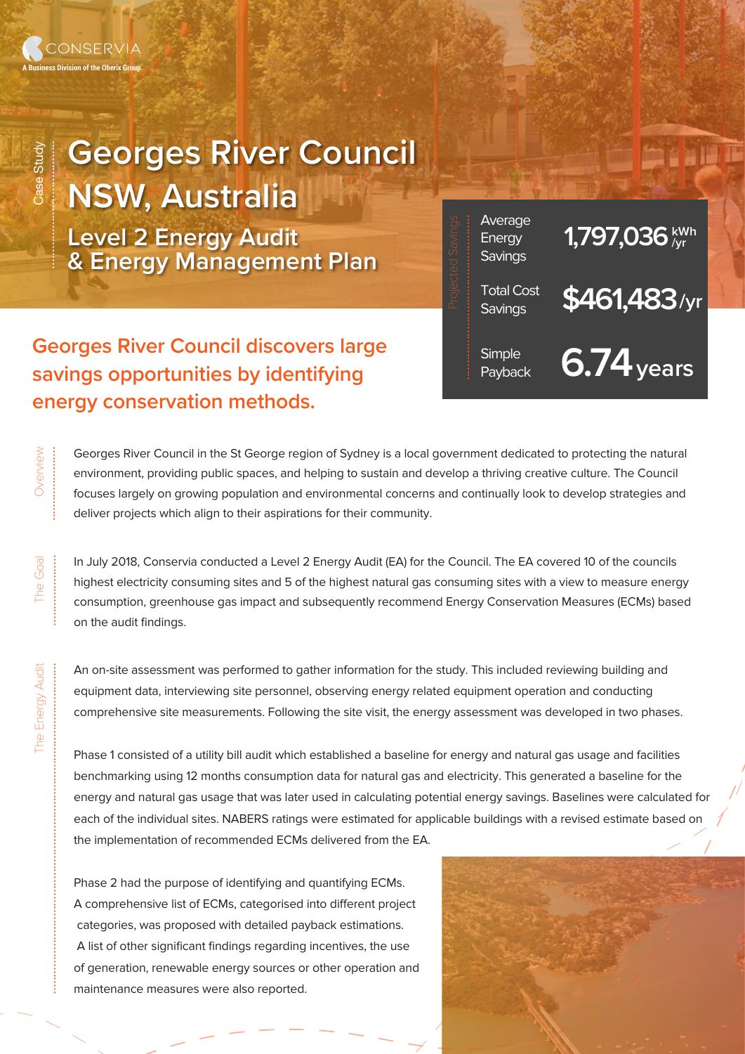CONSERVIA
A Business Division of the Oberix Group

Case Study

# Georges River Council NSW, Australia

## Level 2 Energy Audit & Energy Management Plan

### Projected Savings

| | |
|---|---|
| Average Energy Savings | 1,797,036 kWh/yr |
| Total Cost Savings | $461,483/yr |
| Simple Payback | 6.74 years |

## Georges River Council discovers large savings opportunities by identifying energy conservation methods.

### Overview

Georges River Council in the St George region of Sydney is a local government dedicated to protecting the natural environment, providing public spaces, and helping to sustain and develop a thriving creative culture. The Council focuses largely on growing population and environmental concerns and continually look to develop strategies and deliver projects which align to their aspirations for their community.

### The Goal

In July 2018, Conservia conducted a Level 2 Energy Audit (EA) for the Council. The EA covered 10 of the councils highest electricity consuming sites and 5 of the highest natural gas consuming sites with a view to measure energy consumption, greenhouse gas impact and subsequently recommend Energy Conservation Measures (ECMs) based on the audit findings.

### The Energy Audit

An on-site assessment was performed to gather information for the study. This included reviewing building and equipment data, interviewing site personnel, observing energy related equipment operation and conducting comprehensive site measurements. Following the site visit, the energy assessment was developed in two phases.

Phase 1 consisted of a utility bill audit which established a baseline for energy and natural gas usage and facilities benchmarking using 12 months consumption data for natural gas and electricity. This generated a baseline for the energy and natural gas usage that was later used in calculating potential energy savings. Baselines were calculated for each of the individual sites. NABERS ratings were estimated for applicable buildings with a revised estimate based on the implementation of recommended ECMs delivered from the EA.

Phase 2 had the purpose of identifying and quantifying ECMs. A comprehensive list of ECMs, categorised into different project categories, was proposed with detailed payback estimations. A list of other significant findings regarding incentives, the use of generation, renewable energy sources or other operation and maintenance measures were also reported.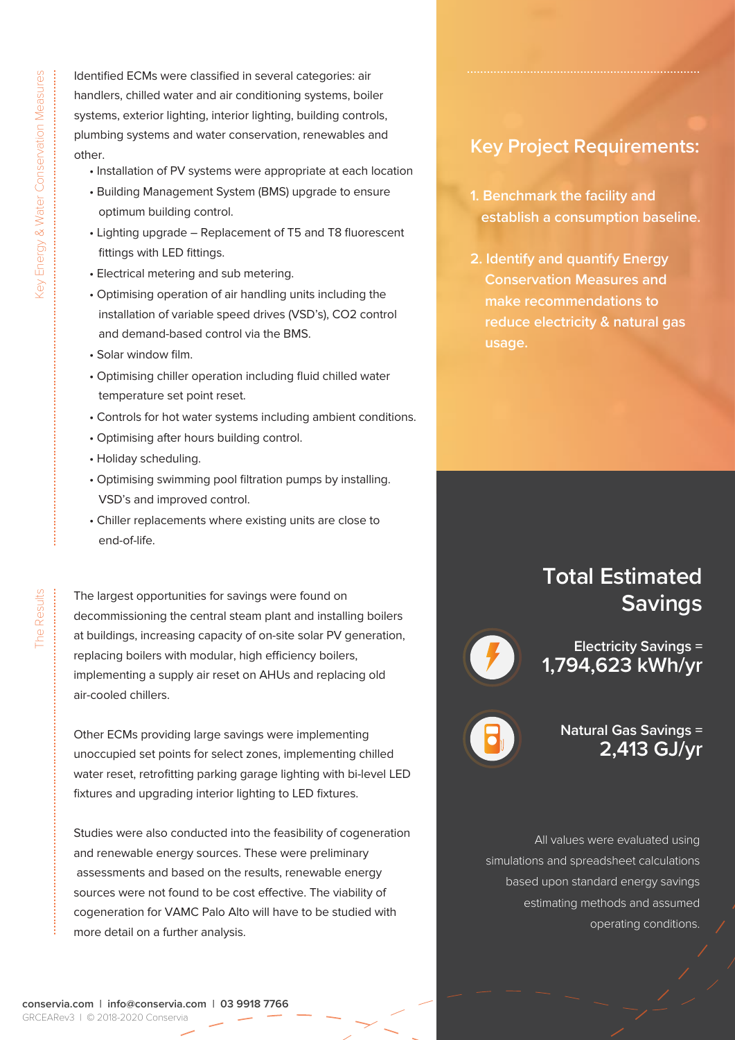## Key Energy & Water Conservation Measures

Identified ECMs were classified in several categories: air handlers, chilled water and air conditioning systems, boiler systems, exterior lighting, interior lighting, building controls, plumbing systems and water conservation, renewables and other.

- Installation of PV systems were appropriate at each location
- Building Management System (BMS) upgrade to ensure optimum building control.
- Lighting upgrade – Replacement of T5 and T8 fluorescent fittings with LED fittings.
- Electrical metering and sub metering.
- Optimising operation of air handling units including the installation of variable speed drives (VSD's), $CO_2$ control and demand-based control via the BMS.
- Solar window film.
- Optimising chiller operation including fluid chilled water temperature set point reset.
- Controls for hot water systems including ambient conditions.
- Optimising after hours building control.
- Holiday scheduling.
- Optimising swimming pool filtration pumps by installing. VSD's and improved control.
- Chiller replacements where existing units are close to end-of-life.

## The Results

The largest opportunities for savings were found on decommissioning the central steam plant and installing boilers at buildings, increasing capacity of on-site solar PV generation, replacing boilers with modular, high efficiency boilers, implementing a supply air reset on AHUs and replacing old air-cooled chillers.

Other ECMs providing large savings were implementing unoccupied set points for select zones, implementing chilled water reset, retrofitting parking garage lighting with bi-level LED fixtures and upgrading interior lighting to LED fixtures.

Studies were also conducted into the feasibility of cogeneration and renewable energy sources. These were preliminary assessments and based on the results, renewable energy sources were not found to be cost effective. The viability of cogeneration for VAMC Palo Alto will have to be studied with more detail on a further analysis.

## Key Project Requirements:

1. Benchmark the facility and establish a consumption baseline.
2. Identify and quantify Energy Conservation Measures and make recommendations to reduce electricity & natural gas usage.

## Total Estimated Savings

Electricity Savings =
**1,794,623 kWh/yr**

Natural Gas Savings =
**2,413 GJ/yr**

All values were evaluated using simulations and spreadsheet calculations based upon standard energy savings estimating methods and assumed operating conditions.

conservia.com | info@conservia.com | 03 9918 7766
GRCEARev3 | © 2018-2020 Conservia